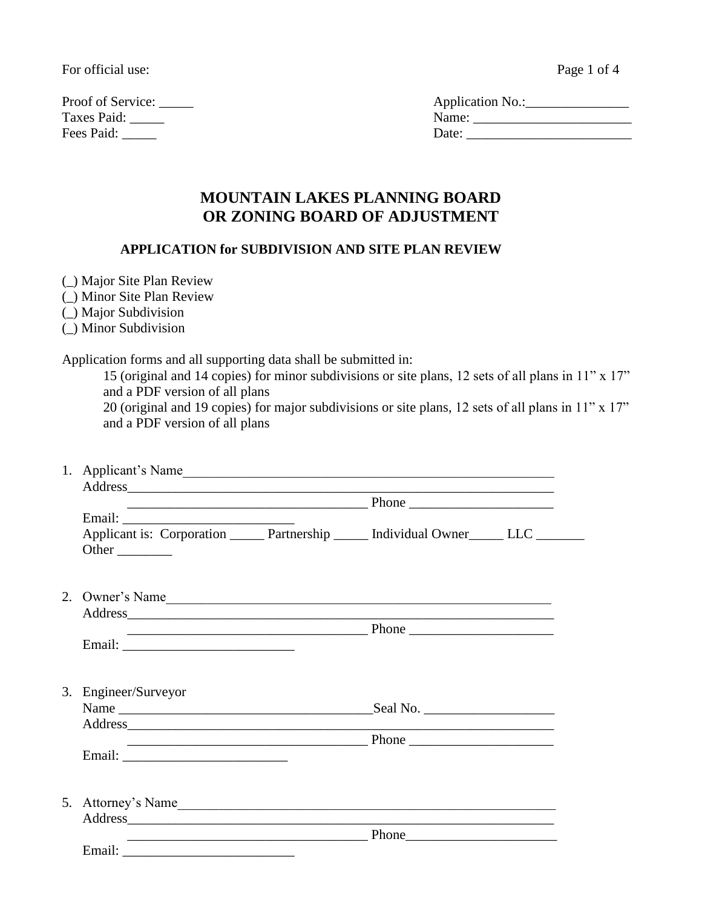For official use:

Proof of Service: _____
Taxes Paid: _____
Fees Paid: _____

Application No.:_______________
Name: _______________________
Date: ________________________

# MOUNTAIN LAKES PLANNING BOARD OR ZONING BOARD OF ADJUSTMENT

## APPLICATION for SUBDIVISION AND SITE PLAN REVIEW

(_) Major Site Plan Review
(_) Minor Site Plan Review
(_) Major Subdivision
(_) Minor Subdivision

Application forms and all supporting data shall be submitted in:

15 (original and 14 copies) for minor subdivisions or site plans, 12 sets of all plans in 11" x 17" and a PDF version of all plans

20 (original and 19 copies) for major subdivisions or site plans, 12 sets of all plans in 11" x 17" and a PDF version of all plans

1. Applicant's Name_______________________________________________________
   Address_____________________________________________________________
   ___________________________________ Phone _____________________
   Email: _________________________
   Applicant is: Corporation _____ Partnership _____ Individual Owner_____ LLC _______
   Other ________

2. Owner's Name_________________________________________________________
   Address_____________________________________________________________
   ___________________________________ Phone _____________________
   Email: _________________________

3. Engineer/Surveyor
   Name ______________________________________Seal No. ___________________
   Address_____________________________________________________________
   ___________________________________ Phone _____________________
   Email: ________________________

5. Attorney's Name_______________________________________________________
   Address_____________________________________________________________
   ___________________________________ Phone______________________
   Email: _________________________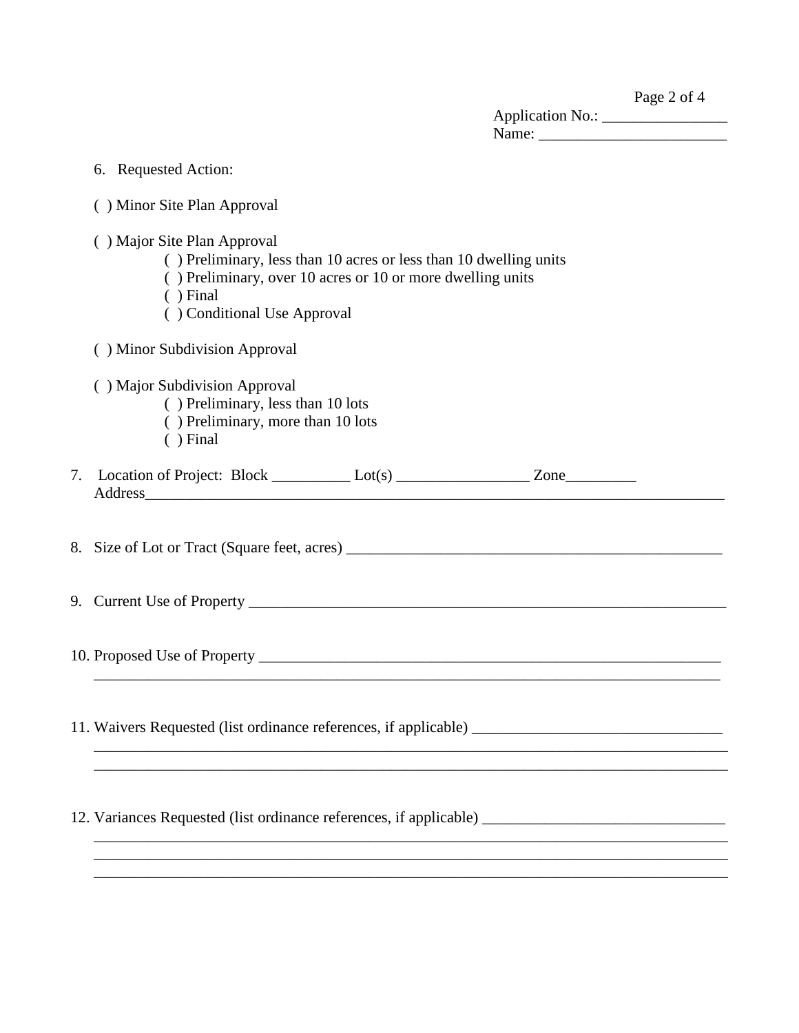Application No.: _______________
Name: _______________________

6. Requested Action:

( ) Minor Site Plan Approval

( ) Major Site Plan Approval
- ( ) Preliminary, less than 10 acres or less than 10 dwelling units
- ( ) Preliminary, over 10 acres or 10 or more dwelling units
- ( ) Final
- ( ) Conditional Use Approval

( ) Minor Subdivision Approval

( ) Major Subdivision Approval
- ( ) Preliminary, less than 10 lots
- ( ) Preliminary, more than 10 lots
- ( ) Final

7. Location of Project: Block __________ Lot(s) _________________ Zone_________
Address______________________________________________________________________________

8. Size of Lot or Tract (Square feet, acres) __________________________________________________

9. Current Use of Property _________________________________________________________________

10. Proposed Use of Property _______________________________________________________________
_____________________________________________________________________________________

11. Waivers Requested (list ordinance references, if applicable) ________________________________
_____________________________________________________________________________________
_____________________________________________________________________________________

12. Variances Requested (list ordinance references, if applicable) _______________________________
_____________________________________________________________________________________
_____________________________________________________________________________________
_____________________________________________________________________________________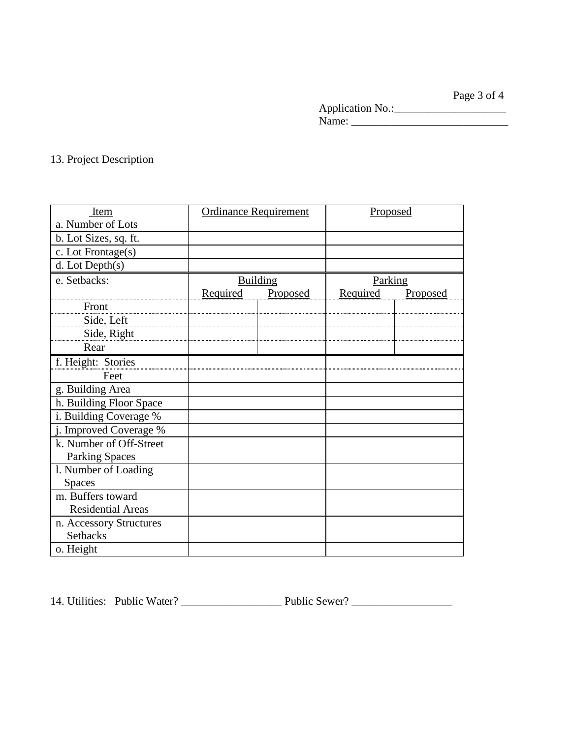Application No.:____________________
Name: ____________________________

13. Project Description

| Item | Ordinance Requirement | | Proposed | |
|---|---|---|---|---|
| a. Number of Lots | | | | |
| b. Lot Sizes, sq. ft. | | | | |
| c. Lot Frontage(s) | | | | |
| d. Lot Depth(s) | | | | |
| e. Setbacks: | Building | | Parking | |
| | Required | Proposed | Required | Proposed |
| Front | | | | |
| Side, Left | | | | |
| Side, Right | | | | |
| Rear | | | | |
| f. Height: Stories | | | | |
| Feet | | | | |
| g. Building Area | | | | |
| h. Building Floor Space | | | | |
| i. Building Coverage % | | | | |
| j. Improved Coverage % | | | | |
| k. Number of Off-Street Parking Spaces | | | | |
| l. Number of Loading Spaces | | | | |
| m. Buffers toward Residential Areas | | | | |
| n. Accessory Structures Setbacks | | | | |
| o. Height | | | | |

14. Utilities: Public Water? __________________ Public Sewer? __________________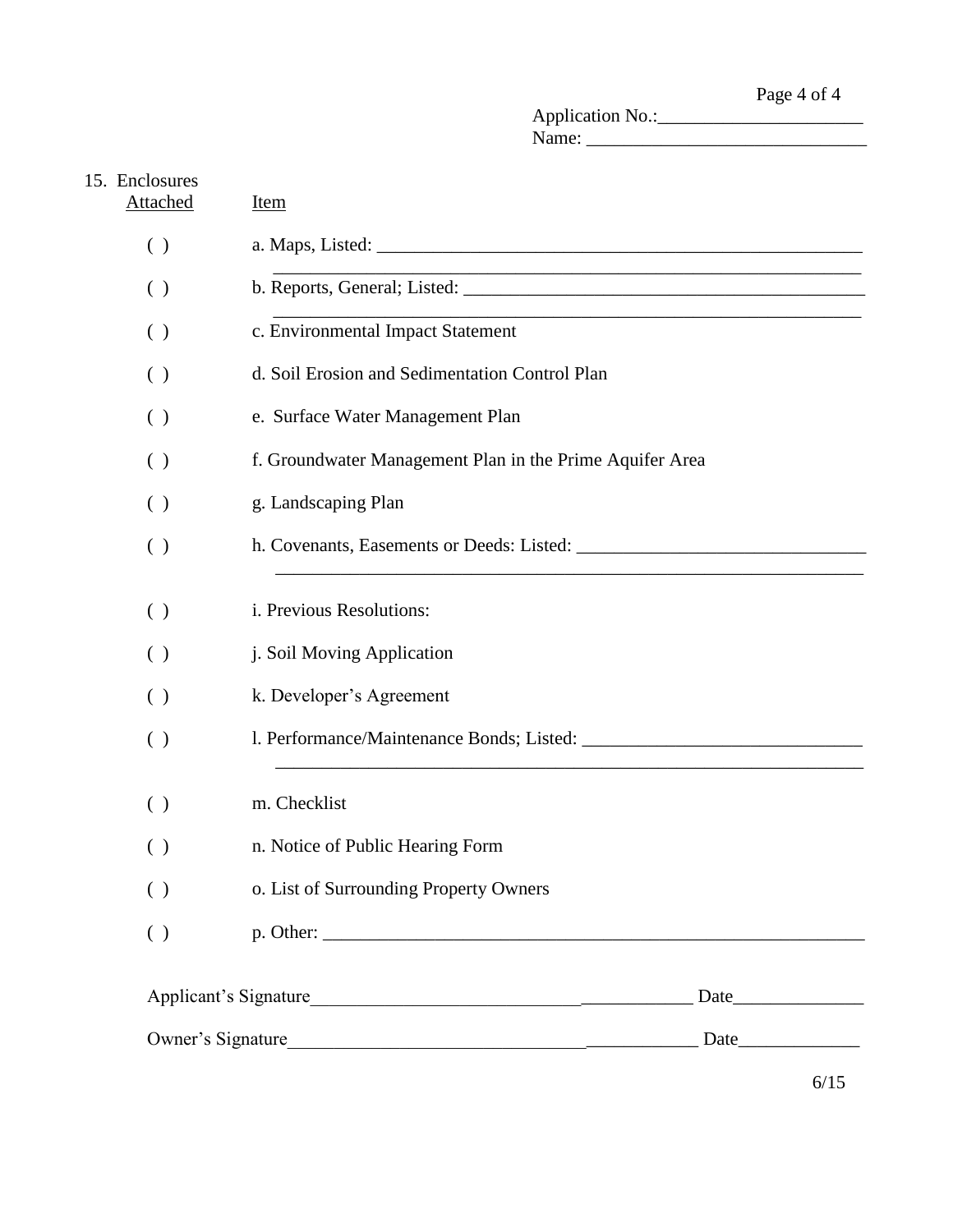Application No.:______________________
Name: ______________________________

15. Enclosures

| Attached | Item |
|---|---|
| ( ) | a. Maps, Listed: ________________________________________________________ |
| ( ) | b. Reports, General; Listed: ______________________________________________ |
| ( ) | c. Environmental Impact Statement |
| ( ) | d. Soil Erosion and Sedimentation Control Plan |
| ( ) | e. Surface Water Management Plan |
| ( ) | f. Groundwater Management Plan in the Prime Aquifer Area |
| ( ) | g. Landscaping Plan |
| ( ) | h. Covenants, Easements or Deeds: Listed: ________________________________ |
| ( ) | i. Previous Resolutions: |
| ( ) | j. Soil Moving Application |
| ( ) | k. Developer's Agreement |
| ( ) | l. Performance/Maintenance Bonds; Listed: ______________________________ |
| ( ) | m. Checklist |
| ( ) | n. Notice of Public Hearing Form |
| ( ) | o. List of Surrounding Property Owners |
| ( ) | p. Other: ______________________________________________________________ |

Applicant's Signature__________________________________________ Date______________

Owner's Signature_____________________________________________ Date_____________

6/15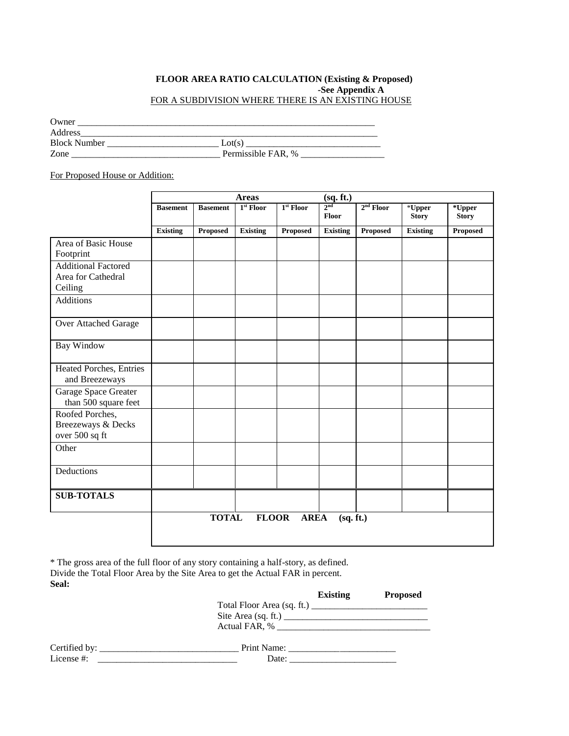**FLOOR AREA RATIO CALCULATION (Existing & Proposed)**
**-See Appendix A**
FOR A SUBDIVISION WHERE THERE IS AN EXISTING HOUSE

Owner ___________________________________________________________________
Address__________________________________________________________________
Block Number ________________________ Lot(s) _____________________________
Zone ________________________________ Permissible FAR, % __________________

For Proposed House or Addition:

| | **Areas (sq. ft.)** | | | | | | | |
|---|---|---|---|---|---|---|---|---|
| | **Basement** | **Basement** | **1st Floor** | **1st Floor** | **2nd Floor** | **2nd Floor** | ***Upper Story** | ***Upper Story** |
| | **Existing** | **Proposed** | **Existing** | **Proposed** | **Existing** | **Proposed** | **Existing** | **Proposed** |
| Area of Basic House Footprint | | | | | | | | |
| Additional Factored Area for Cathedral Ceiling | | | | | | | | |
| Additions | | | | | | | | |
| Over Attached Garage | | | | | | | | |
| Bay Window | | | | | | | | |
| Heated Porches, Entries and Breezeways | | | | | | | | |
| Garage Space Greater than 500 square feet | | | | | | | | |
| Roofed Porches, Breezeways & Decks over 500 sq ft | | | | | | | | |
| Other | | | | | | | | |
| Deductions | | | | | | | | |
| **SUB-TOTALS** | | | | | | | | |
| | **TOTAL FLOOR AREA (sq. ft.)** | | | | | | | |

* The gross area of the full floor of any story containing a half-story, as defined.
Divide the Total Floor Area by the Site Area to get the Actual FAR in percent.
**Seal:**

| | **Existing** | **Proposed** |
|---|---|---|
| Total Floor Area (sq. ft.) | | |
| Site Area (sq. ft.) | | |
| Actual FAR, % | | |

Certified by: ______________________________ Print Name: _______________________
License #: ______________________________ Date: _______________________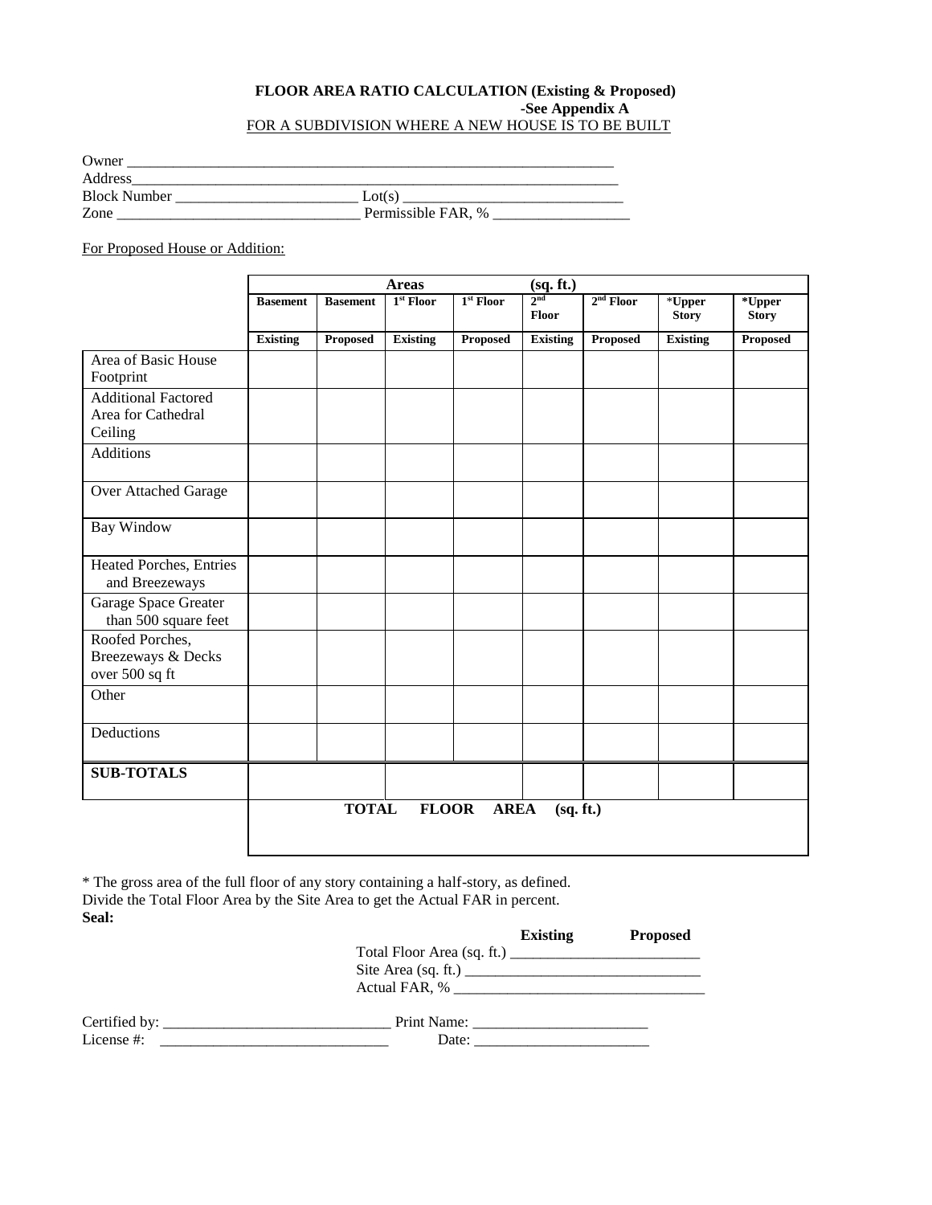**FLOOR AREA RATIO CALCULATION (Existing & Proposed)**
**-See Appendix A**
FOR A SUBDIVISION WHERE A NEW HOUSE IS TO BE BUILT

Owner ___________________________________________________________________
Address__________________________________________________________________
Block Number ________________________ Lot(s) _____________________________
Zone _______________________________ Permissible FAR, % __________________

For Proposed House or Addition:

| | **Areas (sq. ft.)** | | | | | | | |
|---|---|---|---|---|---|---|---|---|
| | **Basement** | **Basement** | **1st Floor** | **1st Floor** | **2nd Floor** | **2nd Floor** | ***Upper Story** | ***Upper Story** |
| | **Existing** | **Proposed** | **Existing** | **Proposed** | **Existing** | **Proposed** | **Existing** | **Proposed** |
| Area of Basic House Footprint | | | | | | | | |
| Additional Factored Area for Cathedral Ceiling | | | | | | | | |
| Additions | | | | | | | | |
| Over Attached Garage | | | | | | | | |
| Bay Window | | | | | | | | |
| Heated Porches, Entries and Breezeways | | | | | | | | |
| Garage Space Greater than 500 square feet | | | | | | | | |
| Roofed Porches, Breezeways & Decks over 500 sq ft | | | | | | | | |
| Other | | | | | | | | |
| Deductions | | | | | | | | |
| **SUB-TOTALS** | | | | | | | | |
| | **TOTAL FLOOR AREA (sq. ft.)** | | | | | | | |

* The gross area of the full floor of any story containing a half-story, as defined.
Divide the Total Floor Area by the Site Area to get the Actual FAR in percent.
**Seal:**

| | **Existing** | **Proposed** |
|---|---|---|
| Total Floor Area (sq. ft.) | | |
| Site Area (sq. ft.) | | |
| Actual FAR, % | | |

Certified by: ______________________________ Print Name: _______________________
License #: ______________________________ Date: _______________________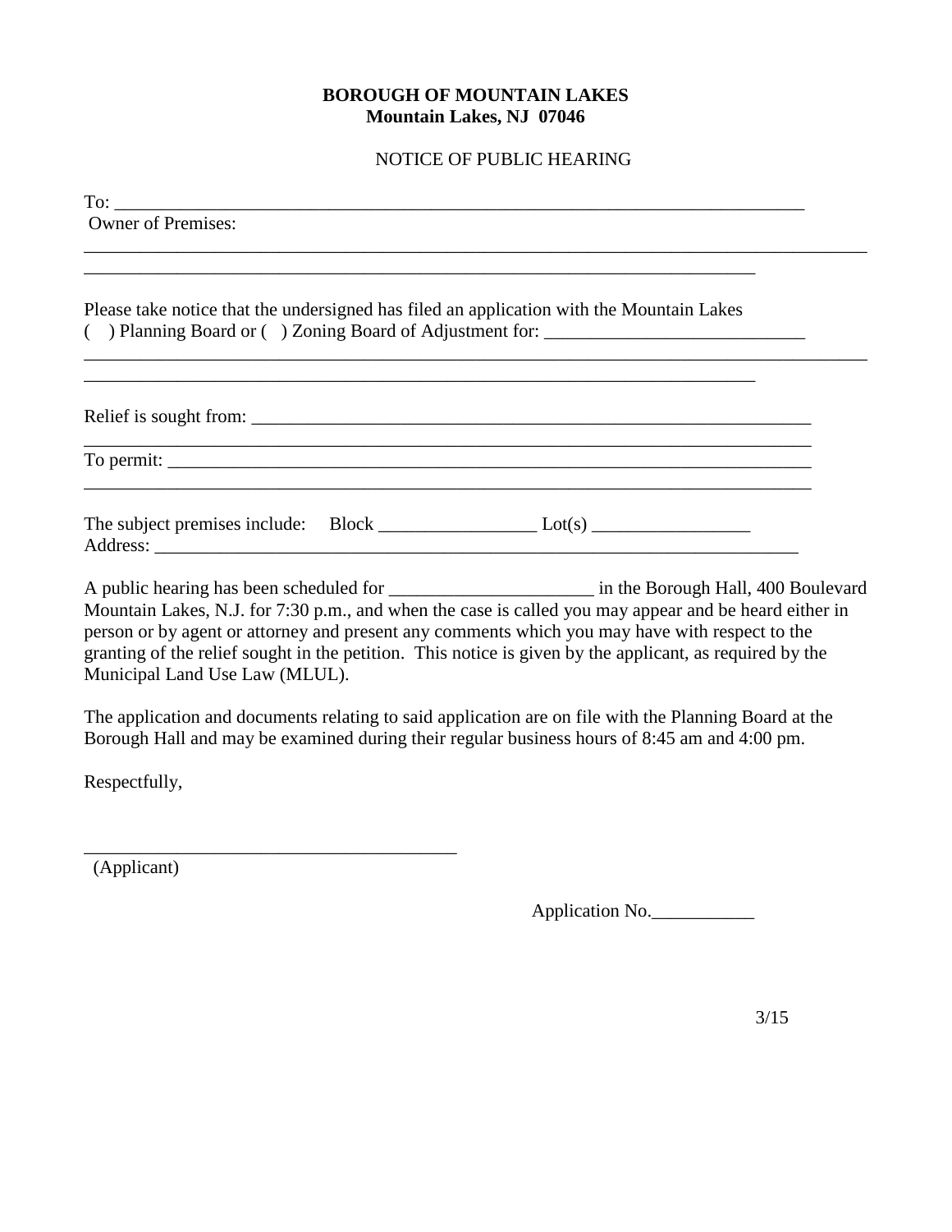**BOROUGH OF MOUNTAIN LAKES**
**Mountain Lakes, NJ 07046**

NOTICE OF PUBLIC HEARING

To: ___________________________________________________________________________

Owner of Premises:
_____________________________________________________________________________________
___________________________________________________________________________

Please take notice that the undersigned has filed an application with the Mountain Lakes
( ) Planning Board or ( ) Zoning Board of Adjustment for: ____________________________
_____________________________________________________________________________________
___________________________________________________________________________

Relief is sought from: _______________________________________________________________
_____________________________________________________________________________________
To permit: ___________________________________________________________________________
_____________________________________________________________________________________

The subject premises include: Block _________________ Lot(s) _________________
Address: ____________________________________________________________________

A public hearing has been scheduled for ______________________ in the Borough Hall, 400 Boulevard Mountain Lakes, N.J. for 7:30 p.m., and when the case is called you may appear and be heard either in person or by agent or attorney and present any comments which you may have with respect to the granting of the relief sought in the petition. This notice is given by the applicant, as required by the Municipal Land Use Law (MLUL).

The application and documents relating to said application are on file with the Planning Board at the Borough Hall and may be examined during their regular business hours of 8:45 am and 4:00 pm.

Respectfully,

_________________________________________
(Applicant)

Application No.___________

3/15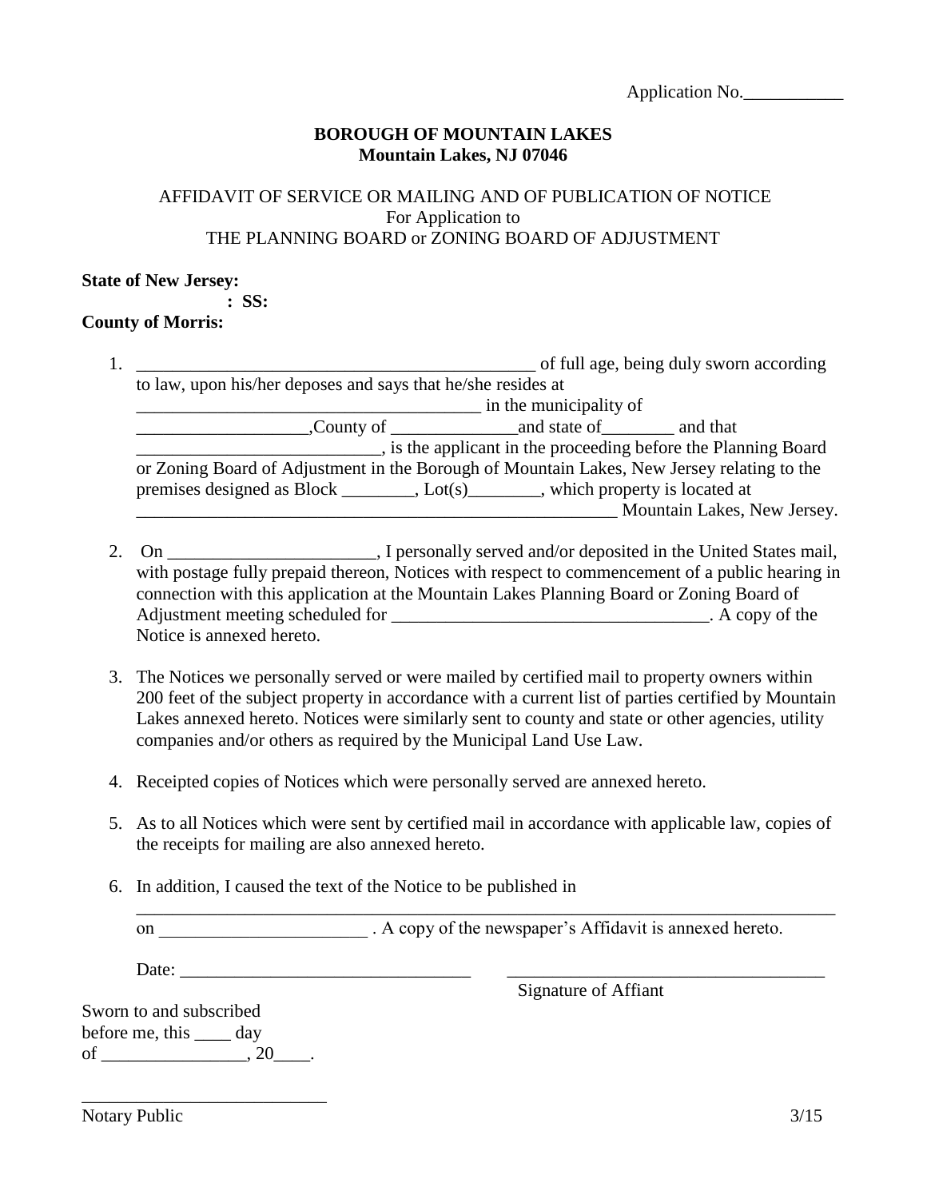Application No.___________

**BOROUGH OF MOUNTAIN LAKES**
**Mountain Lakes, NJ 07046**

AFFIDAVIT OF SERVICE OR MAILING AND OF PUBLICATION OF NOTICE
For Application to
THE PLANNING BOARD or ZONING BOARD OF ADJUSTMENT

**State of New Jersey:**
**: SS:**
**County of Morris:**

1. _____________________________________________ of full age, being duly sworn according to law, upon his/her deposes and says that he/she resides at _____________________________________ in the municipality of __________________,County of ______________and state of________ and that __________________________, is the applicant in the proceeding before the Planning Board or Zoning Board of Adjustment in the Borough of Mountain Lakes, New Jersey relating to the premises designed as Block ________, Lot(s)________, which property is located at ______________________________________________________ Mountain Lakes, New Jersey.

2. On ______________________, I personally served and/or deposited in the United States mail, with postage fully prepaid thereon, Notices with respect to commencement of a public hearing in connection with this application at the Mountain Lakes Planning Board or Zoning Board of Adjustment meeting scheduled for ___________________________________. A copy of the Notice is annexed hereto.

3. The Notices we personally served or were mailed by certified mail to property owners within 200 feet of the subject property in accordance with a current list of parties certified by Mountain Lakes annexed hereto. Notices were similarly sent to county and state or other agencies, utility companies and/or others as required by the Municipal Land Use Law.

4. Receipted copies of Notices which were personally served are annexed hereto.

5. As to all Notices which were sent by certified mail in accordance with applicable law, copies of the receipts for mailing are also annexed hereto.

6. In addition, I caused the text of the Notice to be published in ____________________________________________________________________________ on ______________________ . A copy of the newspaper's Affidavit is annexed hereto.

Date: ________________________________ ____________________________________
Signature of Affiant

Sworn to and subscribed
before me, this ____ day
of _______________, 20____.

__________________________
Notary Public

3/15